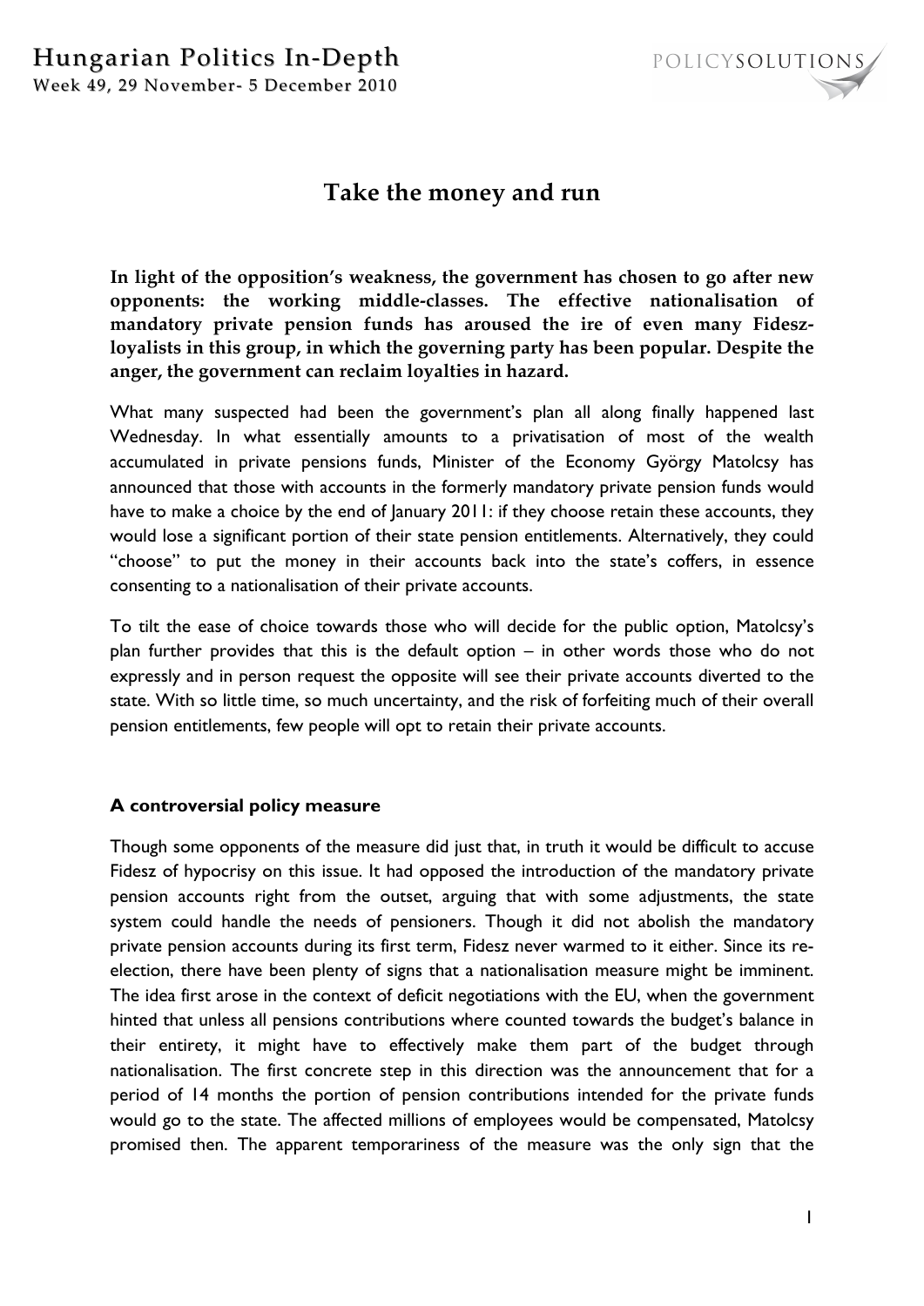# Take the money and run

**In light of the opposition's weakness, the government has chosen to go after new opponents: the working middle-classes. The effective nationalisation of mandatory private pension funds has aroused the ire of even many Fidesz-loyalists in this group, in which the governing party has been popular. Despite the anger, the government can reclaim loyalties in hazard.**

What many suspected had been the government's plan all along finally happened last Wednesday. In what essentially amounts to a privatisation of most of the wealth accumulated in private pensions funds, Minister of the Economy György Matolcsy has announced that those with accounts in the formerly mandatory private pension funds would have to make a choice by the end of January 2011: if they choose retain these accounts, they would lose a significant portion of their state pension entitlements. Alternatively, they could "choose" to put the money in their accounts back into the state's coffers, in essence consenting to a nationalisation of their private accounts.

To tilt the ease of choice towards those who will decide for the public option, Matolcsy's plan further provides that this is the default option – in other words those who do not expressly and in person request the opposite will see their private accounts diverted to the state. With so little time, so much uncertainty, and the risk of forfeiting much of their overall pension entitlements, few people will opt to retain their private accounts.

### A controversial policy measure

Though some opponents of the measure did just that, in truth it would be difficult to accuse Fidesz of hypocrisy on this issue. It had opposed the introduction of the mandatory private pension accounts right from the outset, arguing that with some adjustments, the state system could handle the needs of pensioners. Though it did not abolish the mandatory private pension accounts during its first term, Fidesz never warmed to it either. Since its re-election, there have been plenty of signs that a nationalisation measure might be imminent. The idea first arose in the context of deficit negotiations with the EU, when the government hinted that unless all pensions contributions where counted towards the budget's balance in their entirety, it might have to effectively make them part of the budget through nationalisation. The first concrete step in this direction was the announcement that for a period of 14 months the portion of pension contributions intended for the private funds would go to the state. The affected millions of employees would be compensated, Matolcsy promised then. The apparent temporariness of the measure was the only sign that the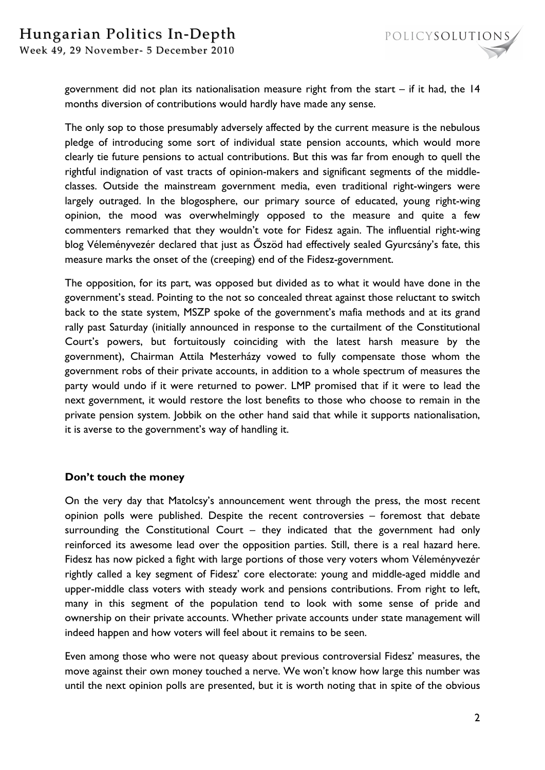government did not plan its nationalisation measure right from the start – if it had, the 14 months diversion of contributions would hardly have made any sense.

The only sop to those presumably adversely affected by the current measure is the nebulous pledge of introducing some sort of individual state pension accounts, which would more clearly tie future pensions to actual contributions. But this was far from enough to quell the rightful indignation of vast tracts of opinion-makers and significant segments of the middle-classes. Outside the mainstream government media, even traditional right-wingers were largely outraged. In the blogosphere, our primary source of educated, young right-wing opinion, the mood was overwhelmingly opposed to the measure and quite a few commenters remarked that they wouldn't vote for Fidesz again. The influential right-wing blog Véleményvezér declared that just as Őszöd had effectively sealed Gyurcsány's fate, this measure marks the onset of the (creeping) end of the Fidesz-government.

The opposition, for its part, was opposed but divided as to what it would have done in the government's stead. Pointing to the not so concealed threat against those reluctant to switch back to the state system, MSZP spoke of the government's mafia methods and at its grand rally past Saturday (initially announced in response to the curtailment of the Constitutional Court's powers, but fortuitously coinciding with the latest harsh measure by the government), Chairman Attila Mesterházy vowed to fully compensate those whom the government robs of their private accounts, in addition to a whole spectrum of measures the party would undo if it were returned to power. LMP promised that if it were to lead the next government, it would restore the lost benefits to those who choose to remain in the private pension system. Jobbik on the other hand said that while it supports nationalisation, it is averse to the government's way of handling it.

**Don't touch the money**

On the very day that Matolcsy's announcement went through the press, the most recent opinion polls were published. Despite the recent controversies – foremost that debate surrounding the Constitutional Court – they indicated that the government had only reinforced its awesome lead over the opposition parties. Still, there is a real hazard here. Fidesz has now picked a fight with large portions of those very voters whom Véleményvezér rightly called a key segment of Fidesz' core electorate: young and middle-aged middle and upper-middle class voters with steady work and pensions contributions. From right to left, many in this segment of the population tend to look with some sense of pride and ownership on their private accounts. Whether private accounts under state management will indeed happen and how voters will feel about it remains to be seen.

Even among those who were not queasy about previous controversial Fidesz' measures, the move against their own money touched a nerve. We won't know how large this number was until the next opinion polls are presented, but it is worth noting that in spite of the obvious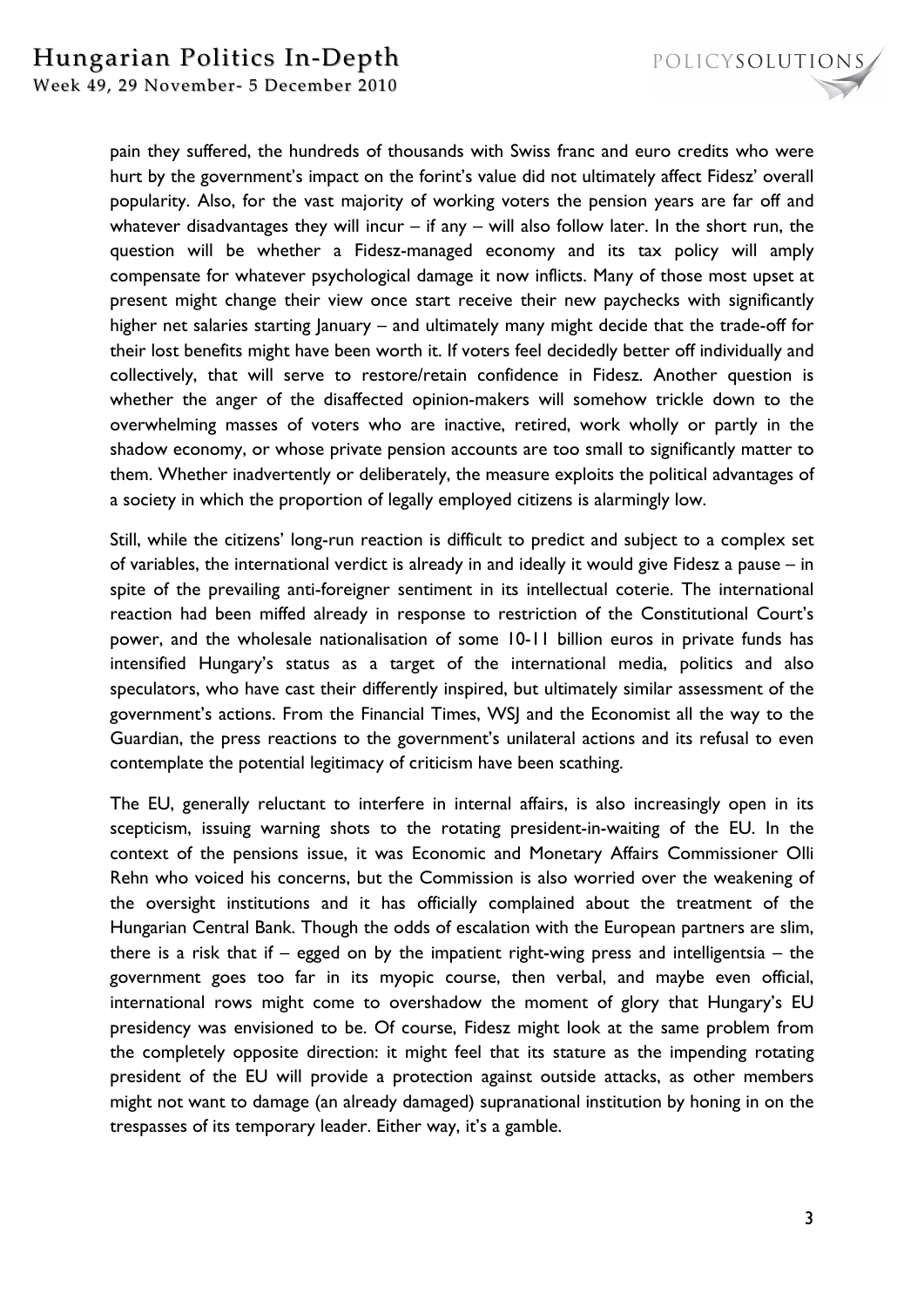pain they suffered, the hundreds of thousands with Swiss franc and euro credits who were hurt by the government's impact on the forint's value did not ultimately affect Fidesz' overall popularity. Also, for the vast majority of working voters the pension years are far off and whatever disadvantages they will incur – if any – will also follow later. In the short run, the question will be whether a Fidesz-managed economy and its tax policy will amply compensate for whatever psychological damage it now inflicts. Many of those most upset at present might change their view once start receive their new paychecks with significantly higher net salaries starting January – and ultimately many might decide that the trade-off for their lost benefits might have been worth it. If voters feel decidedly better off individually and collectively, that will serve to restore/retain confidence in Fidesz. Another question is whether the anger of the disaffected opinion-makers will somehow trickle down to the overwhelming masses of voters who are inactive, retired, work wholly or partly in the shadow economy, or whose private pension accounts are too small to significantly matter to them. Whether inadvertently or deliberately, the measure exploits the political advantages of a society in which the proportion of legally employed citizens is alarmingly low.

Still, while the citizens' long-run reaction is difficult to predict and subject to a complex set of variables, the international verdict is already in and ideally it would give Fidesz a pause – in spite of the prevailing anti-foreigner sentiment in its intellectual coterie. The international reaction had been miffed already in response to restriction of the Constitutional Court's power, and the wholesale nationalisation of some 10-11 billion euros in private funds has intensified Hungary's status as a target of the international media, politics and also speculators, who have cast their differently inspired, but ultimately similar assessment of the government's actions. From the Financial Times, WSJ and the Economist all the way to the Guardian, the press reactions to the government's unilateral actions and its refusal to even contemplate the potential legitimacy of criticism have been scathing.

The EU, generally reluctant to interfere in internal affairs, is also increasingly open in its scepticism, issuing warning shots to the rotating president-in-waiting of the EU. In the context of the pensions issue, it was Economic and Monetary Affairs Commissioner Olli Rehn who voiced his concerns, but the Commission is also worried over the weakening of the oversight institutions and it has officially complained about the treatment of the Hungarian Central Bank. Though the odds of escalation with the European partners are slim, there is a risk that if – egged on by the impatient right-wing press and intelligentsia – the government goes too far in its myopic course, then verbal, and maybe even official, international rows might come to overshadow the moment of glory that Hungary's EU presidency was envisioned to be. Of course, Fidesz might look at the same problem from the completely opposite direction: it might feel that its stature as the impending rotating president of the EU will provide a protection against outside attacks, as other members might not want to damage (an already damaged) supranational institution by honing in on the trespasses of its temporary leader. Either way, it's a gamble.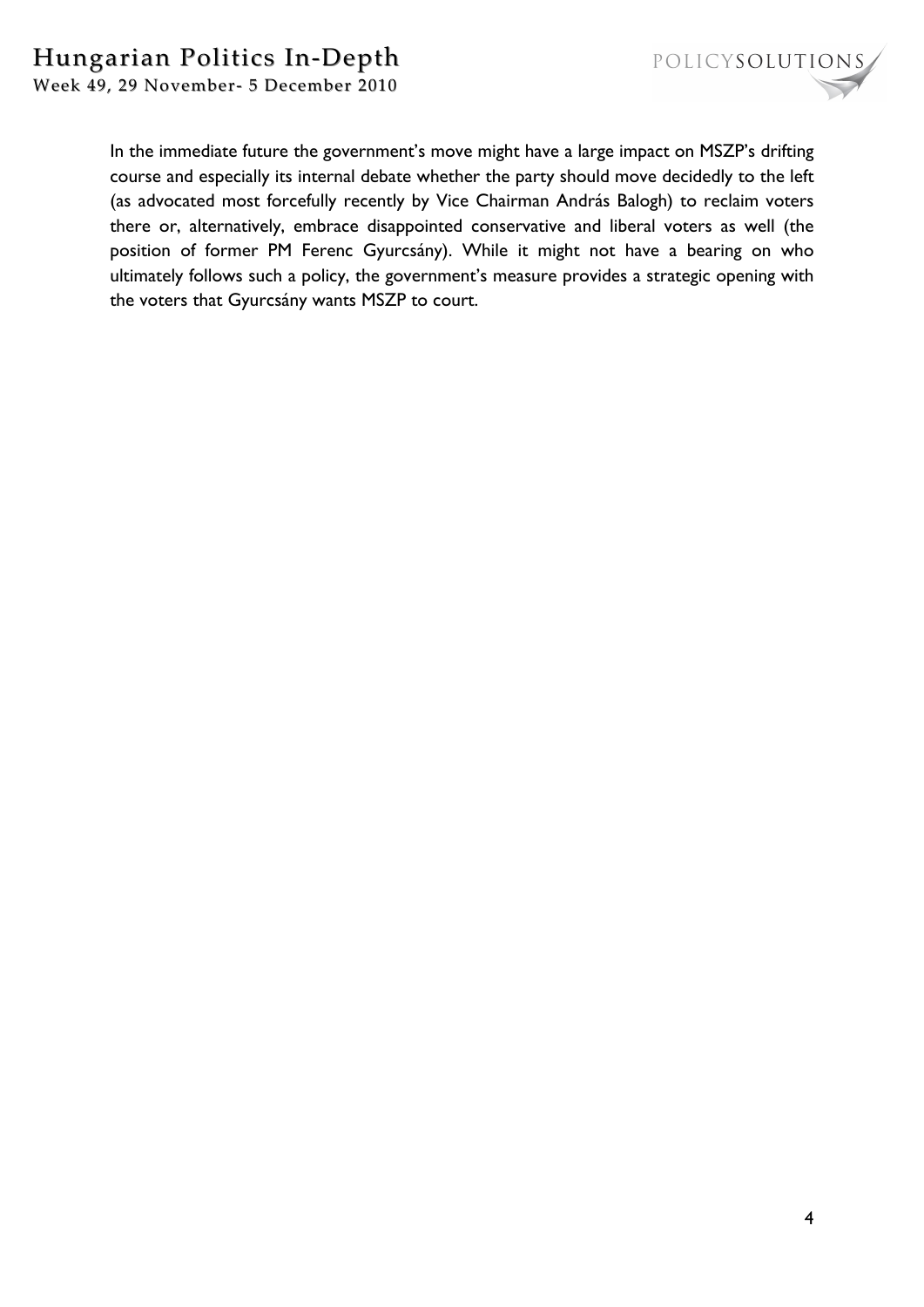In the immediate future the government's move might have a large impact on MSZP's drifting course and especially its internal debate whether the party should move decidedly to the left (as advocated most forcefully recently by Vice Chairman András Balogh) to reclaim voters there or, alternatively, embrace disappointed conservative and liberal voters as well (the position of former PM Ferenc Gyurcsány). While it might not have a bearing on who ultimately follows such a policy, the government's measure provides a strategic opening with the voters that Gyurcsány wants MSZP to court.